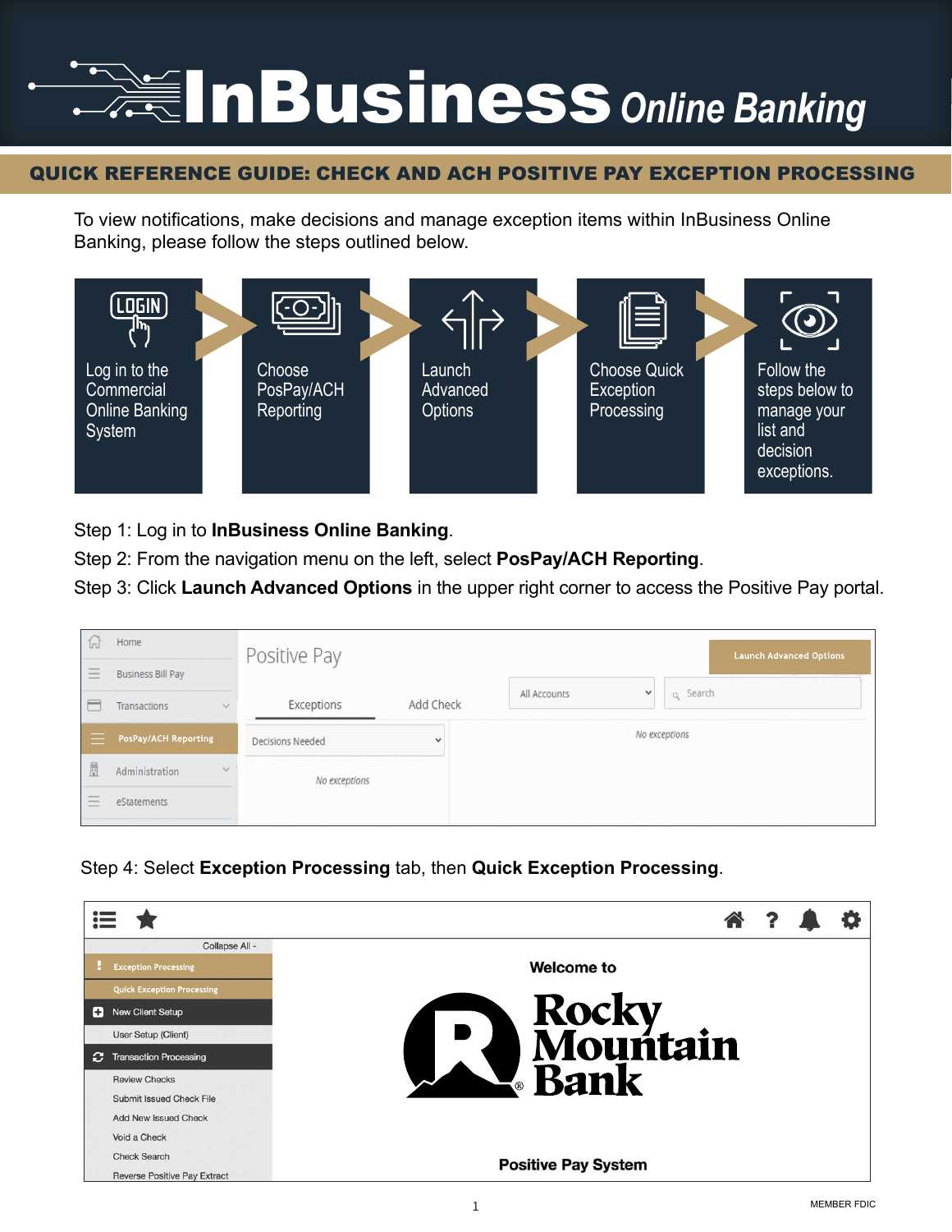# InBusiness Online Banking

## QUICK REFERENCE GUIDE: CHECK AND ACH POSITIVE PAY EXCEPTION PROCESSING

To view notifications, make decisions and manage exception items within InBusiness Online Banking, please follow the steps outlined below.

Log in to the Commercial Online Banking System → Choose PosPay/ACH Reporting → Launch Advanced Options → Choose Quick Exception Processing → Follow the steps below to manage your list and decision exceptions.

Step 1: Log in to **InBusiness Online Banking**.

Step 2: From the navigation menu on the left, select **PosPay/ACH Reporting**.

Step 3: Click **Launch Advanced Options** in the upper right corner to access the Positive Pay portal.

Step 4: Select **Exception Processing** tab, then **Quick Exception Processing**.

MEMBER FDIC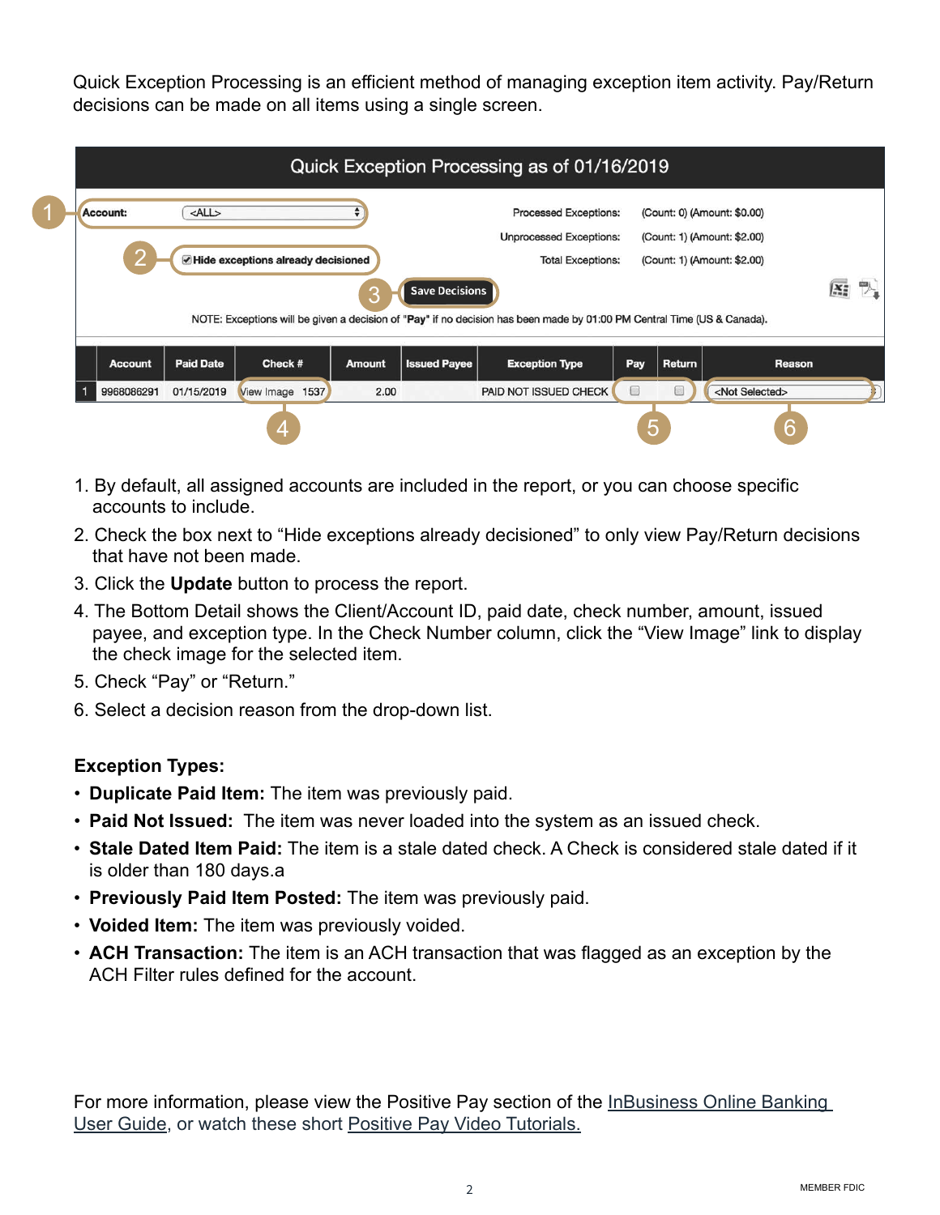Quick Exception Processing is an efficient method of managing exception item activity. Pay/Return decisions can be made on all items using a single screen.

**Quick Exception Processing as of 01/16/2019**

1 Account: <ALL>

2 Hide exceptions already decisioned

3 Save Decisions

Processed Exceptions: (Count: 0) (Amount: $0.00)

Unprocessed Exceptions: (Count: 1) (Amount: $2.00)

Total Exceptions: (Count: 1) (Amount: $2.00)

NOTE: Exceptions will be given a decision of "Pay" if no decision has been made by 01:00 PM Central Time (US & Canada).

| | Account | Paid Date | Check # | Amount | Issued Payee | Exception Type | Pay | Return | Reason |
|---|---|---|---|---|---|---|---|---|---|
| 1 | 9968086291 | 01/15/2019 | View Image 1537 | 2.00 | | PAID NOT ISSUED CHECK | ☐ | ☐ | <Not Selected> |

4 5 6

1. By default, all assigned accounts are included in the report, or you can choose specific accounts to include.
2. Check the box next to "Hide exceptions already decisioned" to only view Pay/Return decisions that have not been made.
3. Click the **Update** button to process the report.
4. The Bottom Detail shows the Client/Account ID, paid date, check number, amount, issued payee, and exception type. In the Check Number column, click the "View Image" link to display the check image for the selected item.
5. Check "Pay" or "Return."
6. Select a decision reason from the drop-down list.

**Exception Types:**

- **Duplicate Paid Item:** The item was previously paid.
- **Paid Not Issued:** The item was never loaded into the system as an issued check.
- **Stale Dated Item Paid:** The item is a stale dated check. A Check is considered stale dated if it is older than 180 days.a
- **Previously Paid Item Posted:** The item was previously paid.
- **Voided Item:** The item was previously voided.
- **ACH Transaction:** The item is an ACH transaction that was flagged as an exception by the ACH Filter rules defined for the account.

For more information, please view the Positive Pay section of the InBusiness Online Banking User Guide, or watch these short Positive Pay Video Tutorials.

MEMBER FDIC